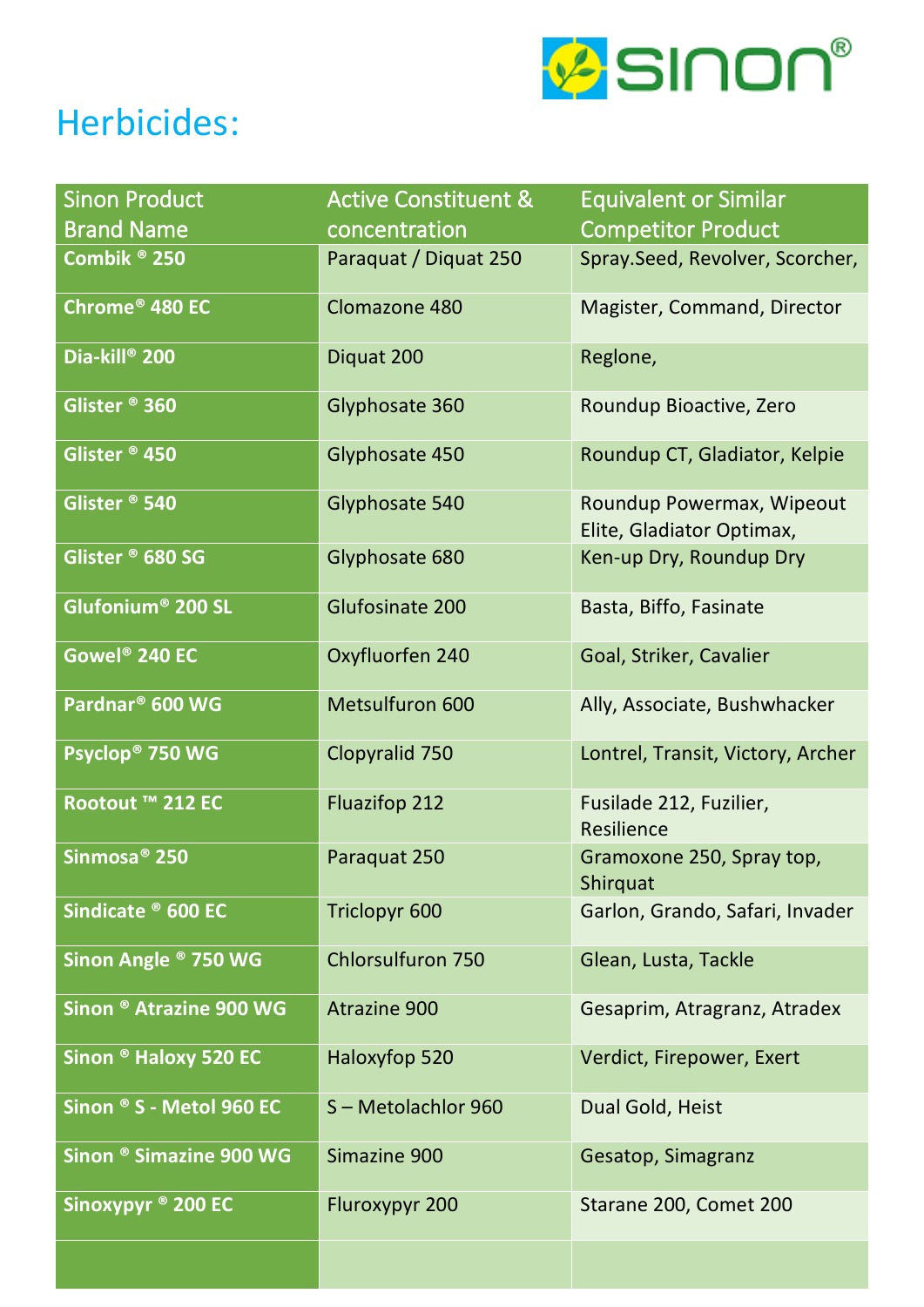# Herbicides:

| Sinon Product Brand Name | Active Constituent & concentration | Equivalent or Similar Competitor Product |
|---|---|---|
| **Combik ® 250** | Paraquat / Diquat 250 | Spray.Seed, Revolver, Scorcher, |
| **Chrome® 480 EC** | Clomazone 480 | Magister, Command, Director |
| **Dia-kill® 200** | Diquat 200 | Reglone, |
| **Glister ® 360** | Glyphosate 360 | Roundup Bioactive, Zero |
| **Glister ® 450** | Glyphosate 450 | Roundup CT, Gladiator, Kelpie |
| **Glister ® 540** | Glyphosate 540 | Roundup Powermax, Wipeout Elite, Gladiator Optimax, |
| **Glister ® 680 SG** | Glyphosate 680 | Ken-up Dry, Roundup Dry |
| **Glufonium® 200 SL** | Glufosinate 200 | Basta, Biffo, Fasinate |
| **Gowel® 240 EC** | Oxyfluorfen 240 | Goal, Striker, Cavalier |
| **Pardnar® 600 WG** | Metsulfuron 600 | Ally, Associate, Bushwhacker |
| **Psyclop® 750 WG** | Clopyralid 750 | Lontrel, Transit, Victory, Archer |
| **Rootout ™ 212 EC** | Fluazifop 212 | Fusilade 212, Fuzilier, Resilience |
| **Sinmosa® 250** | Paraquat 250 | Gramoxone 250, Spray top, Shirquat |
| **Sindicate ® 600 EC** | Triclopyr 600 | Garlon, Grando, Safari, Invader |
| **Sinon Angle ® 750 WG** | Chlorsulfuron 750 | Glean, Lusta, Tackle |
| **Sinon ® Atrazine 900 WG** | Atrazine 900 | Gesaprim, Atragranz, Atradex |
| **Sinon ® Haloxy 520 EC** | Haloxyfop 520 | Verdict, Firepower, Exert |
| **Sinon ® S - Metol 960 EC** | S – Metolachlor 960 | Dual Gold, Heist |
| **Sinon ® Simazine 900 WG** | Simazine 900 | Gesatop, Simagranz |
| **Sinoxypyr ® 200 EC** | Fluroxypyr 200 | Starane 200, Comet 200 |
| | | |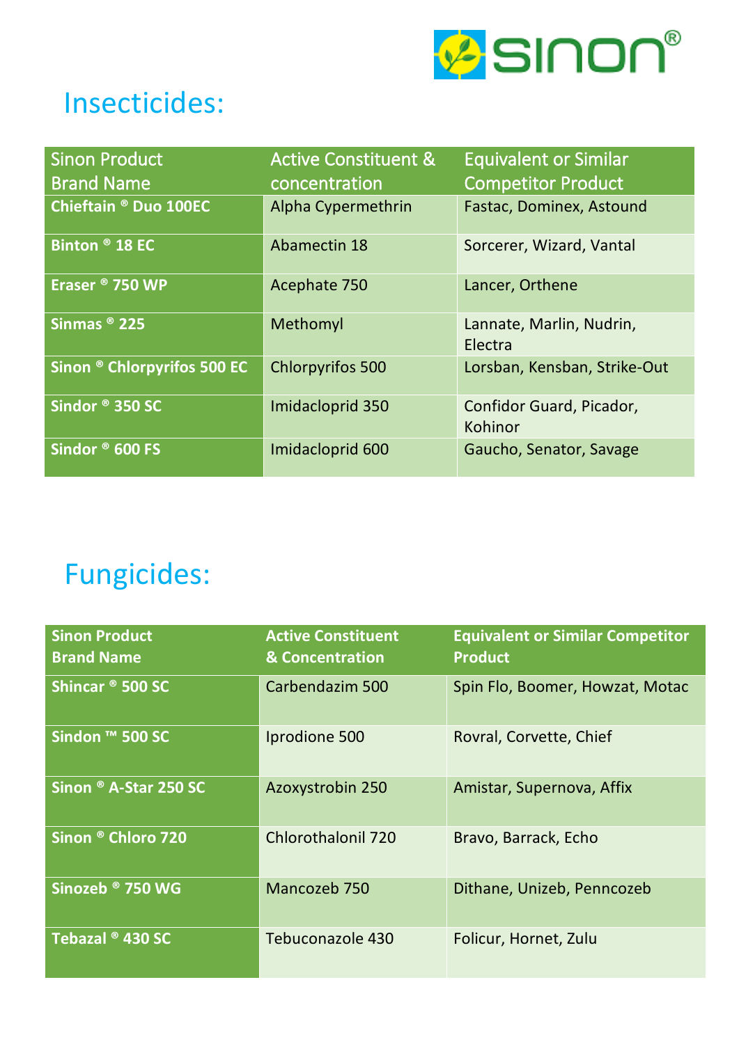## Insecticides:

| Sinon Product Brand Name | Active Constituent & concentration | Equivalent or Similar Competitor Product |
|---|---|---|
| **Chieftain ® Duo 100EC** | Alpha Cypermethrin | Fastac, Dominex, Astound |
| **Binton ® 18 EC** | Abamectin 18 | Sorcerer, Wizard, Vantal |
| **Eraser ® 750 WP** | Acephate 750 | Lancer, Orthene |
| **Sinmas ® 225** | Methomyl | Lannate, Marlin, Nudrin, Electra |
| **Sinon ® Chlorpyrifos 500 EC** | Chlorpyrifos 500 | Lorsban, Kensban, Strike-Out |
| **Sindor ® 350 SC** | Imidacloprid 350 | Confidor Guard, Picador, Kohinor |
| **Sindor ® 600 FS** | Imidacloprid 600 | Gaucho, Senator, Savage |

## Fungicides:

| Sinon Product Brand Name | Active Constituent & Concentration | Equivalent or Similar Competitor Product |
|---|---|---|
| **Shincar ® 500 SC** | Carbendazim 500 | Spin Flo, Boomer, Howzat, Motac |
| **Sindon ™ 500 SC** | Iprodione 500 | Rovral, Corvette, Chief |
| **Sinon ® A-Star 250 SC** | Azoxystrobin 250 | Amistar, Supernova, Affix |
| **Sinon ® Chloro 720** | Chlorothalonil 720 | Bravo, Barrack, Echo |
| **Sinozeb ® 750 WG** | Mancozeb 750 | Dithane, Unizeb, Penncozeb |
| **Tebazal ® 430 SC** | Tebuconazole 430 | Folicur, Hornet, Zulu |